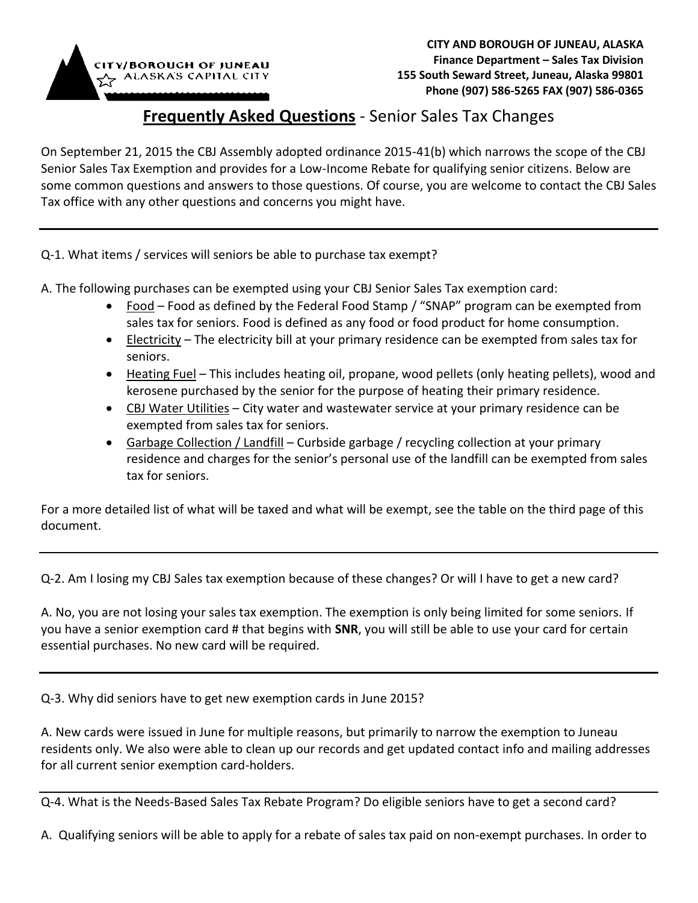CITY/BOROUGH OF JUNEAU
ALASKA'S CAPITAL CITY

**CITY AND BOROUGH OF JUNEAU, ALASKA**
**Finance Department – Sales Tax Division**
**155 South Seward Street, Juneau, Alaska 99801**
**Phone (907) 586-5265 FAX (907) 586-0365**

# **Frequently Asked Questions** - Senior Sales Tax Changes

On September 21, 2015 the CBJ Assembly adopted ordinance 2015-41(b) which narrows the scope of the CBJ Senior Sales Tax Exemption and provides for a Low-Income Rebate for qualifying senior citizens. Below are some common questions and answers to those questions. Of course, you are welcome to contact the CBJ Sales Tax office with any other questions and concerns you might have.

---

Q-1. What items / services will seniors be able to purchase tax exempt?

A. The following purchases can be exempted using your CBJ Senior Sales Tax exemption card:

- Food – Food as defined by the Federal Food Stamp / "SNAP" program can be exempted from sales tax for seniors. Food is defined as any food or food product for home consumption.
- Electricity – The electricity bill at your primary residence can be exempted from sales tax for seniors.
- Heating Fuel – This includes heating oil, propane, wood pellets (only heating pellets), wood and kerosene purchased by the senior for the purpose of heating their primary residence.
- CBJ Water Utilities – City water and wastewater service at your primary residence can be exempted from sales tax for seniors.
- Garbage Collection / Landfill – Curbside garbage / recycling collection at your primary residence and charges for the senior's personal use of the landfill can be exempted from sales tax for seniors.

For a more detailed list of what will be taxed and what will be exempt, see the table on the third page of this document.

---

Q-2. Am I losing my CBJ Sales tax exemption because of these changes? Or will I have to get a new card?

A. No, you are not losing your sales tax exemption. The exemption is only being limited for some seniors. If you have a senior exemption card # that begins with **SNR**, you will still be able to use your card for certain essential purchases. No new card will be required.

---

Q-3. Why did seniors have to get new exemption cards in June 2015?

A. New cards were issued in June for multiple reasons, but primarily to narrow the exemption to Juneau residents only. We also were able to clean up our records and get updated contact info and mailing addresses for all current senior exemption card-holders.

---

Q-4. What is the Needs-Based Sales Tax Rebate Program? Do eligible seniors have to get a second card?

A. Qualifying seniors will be able to apply for a rebate of sales tax paid on non-exempt purchases. In order to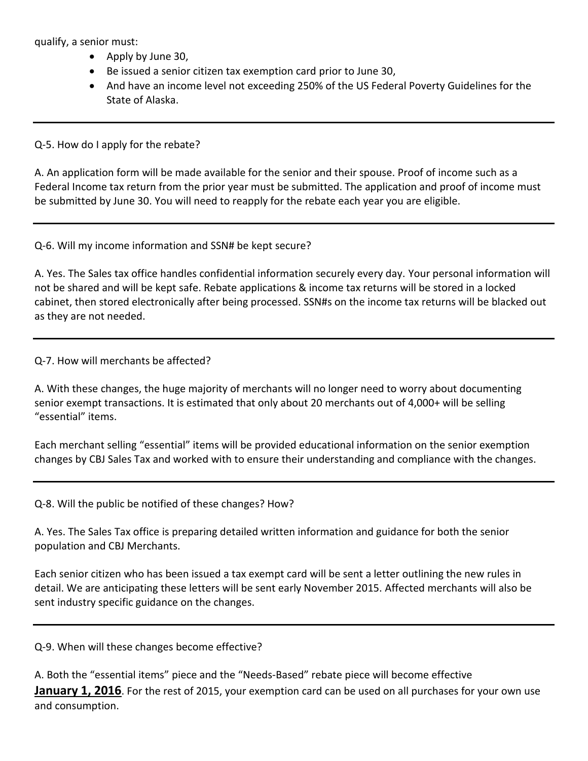qualify, a senior must:

- Apply by June 30,
- Be issued a senior citizen tax exemption card prior to June 30,
- And have an income level not exceeding 250% of the US Federal Poverty Guidelines for the State of Alaska.

---

Q-5. How do I apply for the rebate?

A. An application form will be made available for the senior and their spouse. Proof of income such as a Federal Income tax return from the prior year must be submitted. The application and proof of income must be submitted by June 30. You will need to reapply for the rebate each year you are eligible.

---

Q-6. Will my income information and SSN# be kept secure?

A. Yes. The Sales tax office handles confidential information securely every day. Your personal information will not be shared and will be kept safe. Rebate applications & income tax returns will be stored in a locked cabinet, then stored electronically after being processed. SSN#s on the income tax returns will be blacked out as they are not needed.

---

Q-7. How will merchants be affected?

A. With these changes, the huge majority of merchants will no longer need to worry about documenting senior exempt transactions. It is estimated that only about 20 merchants out of 4,000+ will be selling "essential" items.

Each merchant selling "essential" items will be provided educational information on the senior exemption changes by CBJ Sales Tax and worked with to ensure their understanding and compliance with the changes.

---

Q-8. Will the public be notified of these changes? How?

A. Yes. The Sales Tax office is preparing detailed written information and guidance for both the senior population and CBJ Merchants.

Each senior citizen who has been issued a tax exempt card will be sent a letter outlining the new rules in detail. We are anticipating these letters will be sent early November 2015. Affected merchants will also be sent industry specific guidance on the changes.

---

Q-9. When will these changes become effective?

A. Both the "essential items" piece and the "Needs-Based" rebate piece will become effective **January 1, 2016**. For the rest of 2015, your exemption card can be used on all purchases for your own use and consumption.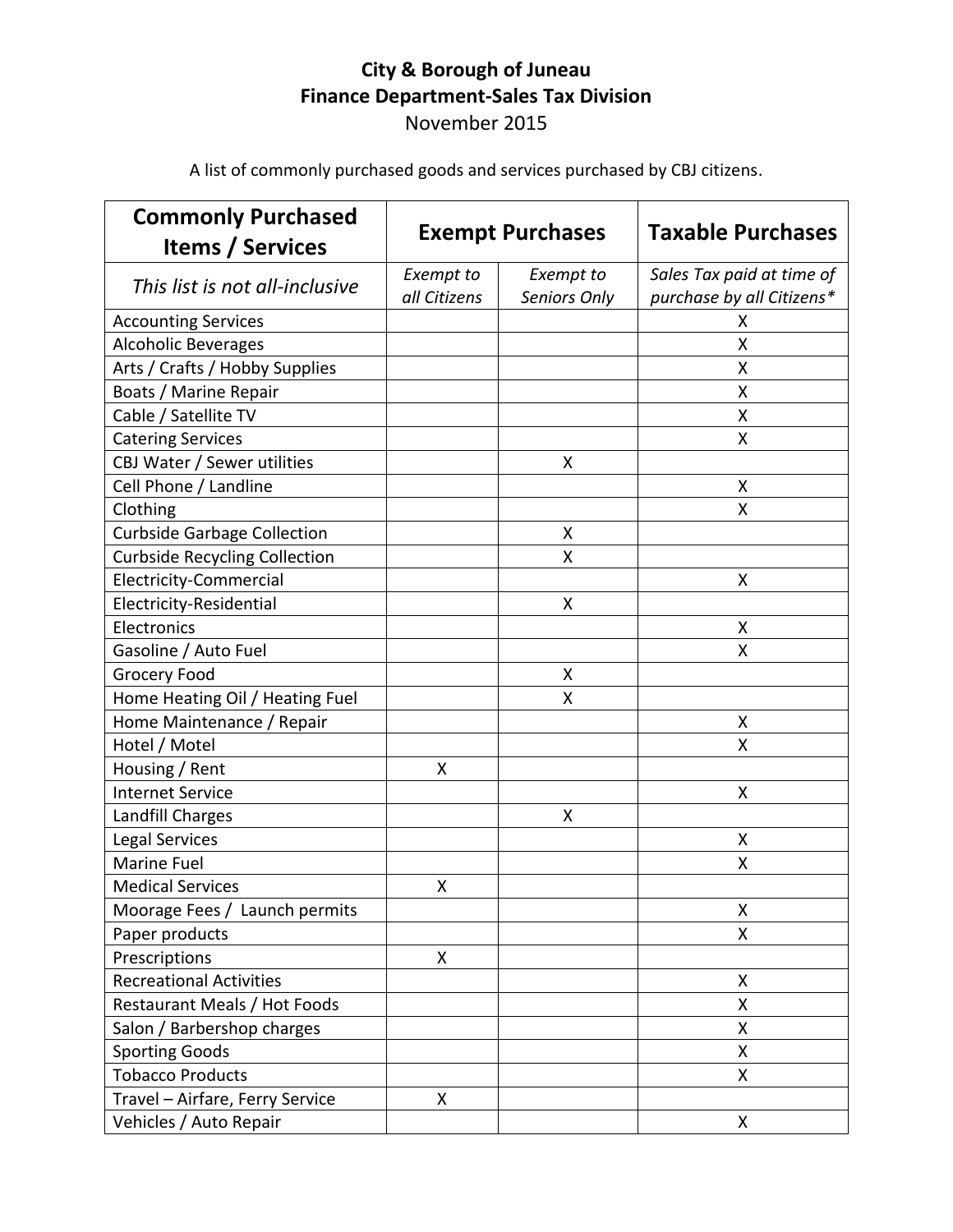**City & Borough of Juneau**
**Finance Department-Sales Tax Division**
November 2015

A list of commonly purchased goods and services purchased by CBJ citizens.

| Commonly Purchased Items / Services | Exempt Purchases | | Taxable Purchases |
|---|---|---|---|
| *This list is not all-inclusive* | *Exempt to all Citizens* | *Exempt to Seniors Only* | *Sales Tax paid at time of purchase by all Citizens** |
| Accounting Services | | | X |
| Alcoholic Beverages | | | X |
| Arts / Crafts / Hobby Supplies | | | X |
| Boats / Marine Repair | | | X |
| Cable / Satellite TV | | | X |
| Catering Services | | | X |
| CBJ Water / Sewer utilities | | X | |
| Cell Phone / Landline | | | X |
| Clothing | | | X |
| Curbside Garbage Collection | | X | |
| Curbside Recycling Collection | | X | |
| Electricity-Commercial | | | X |
| Electricity-Residential | | X | |
| Electronics | | | X |
| Gasoline / Auto Fuel | | | X |
| Grocery Food | | X | |
| Home Heating Oil / Heating Fuel | | X | |
| Home Maintenance / Repair | | | X |
| Hotel / Motel | | | X |
| Housing / Rent | X | | |
| Internet Service | | | X |
| Landfill Charges | | X | |
| Legal Services | | | X |
| Marine Fuel | | | X |
| Medical Services | X | | |
| Moorage Fees / Launch permits | | | X |
| Paper products | | | X |
| Prescriptions | X | | |
| Recreational Activities | | | X |
| Restaurant Meals / Hot Foods | | | X |
| Salon / Barbershop charges | | | X |
| Sporting Goods | | | X |
| Tobacco Products | | | X |
| Travel – Airfare, Ferry Service | X | | |
| Vehicles / Auto Repair | | | X |